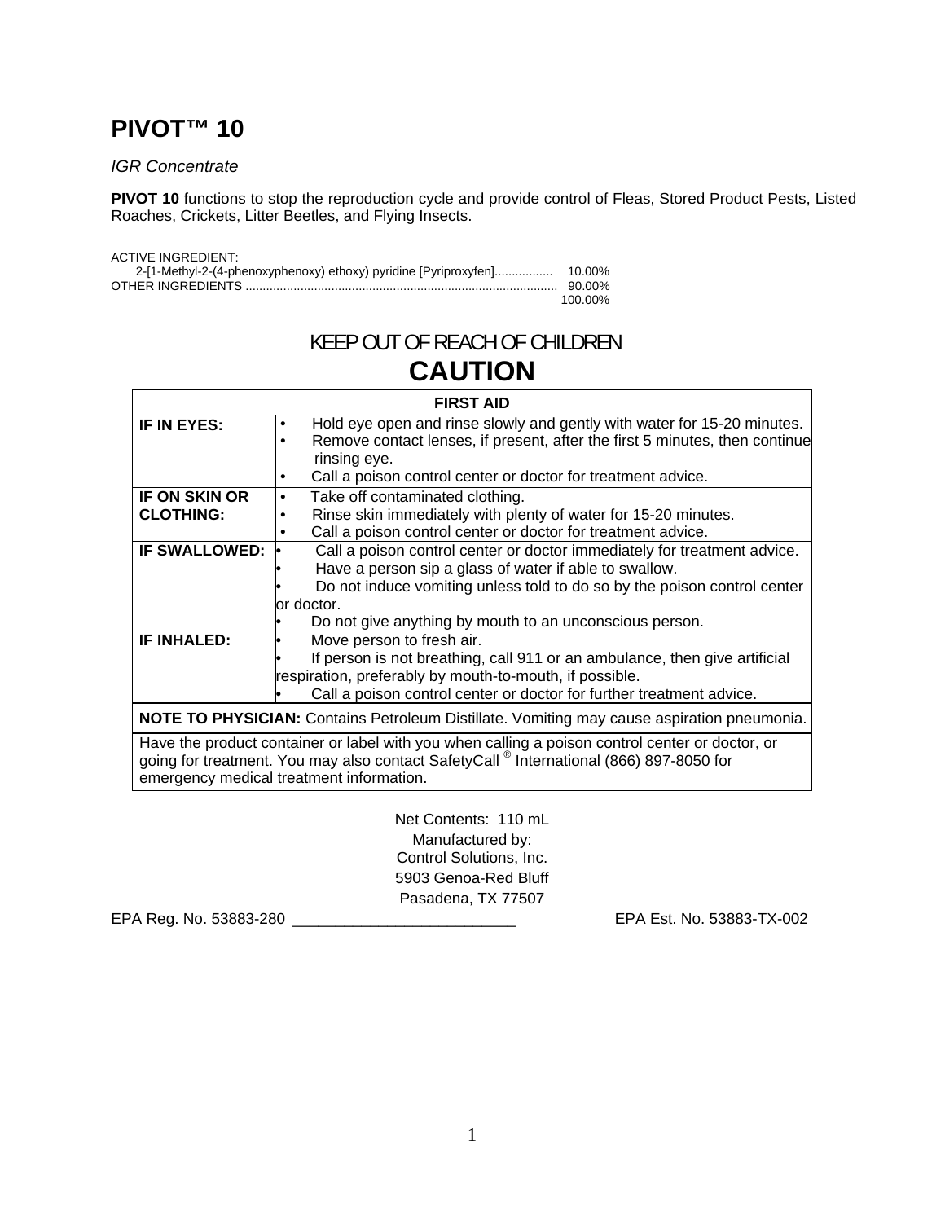# PIVOT™ 10

*IGR Concentrate*

**PIVOT 10** functions to stop the reproduction cycle and provide control of Fleas, Stored Product Pests, Listed Roaches, Crickets, Litter Beetles, and Flying Insects.

| | |
|---|---|
| ACTIVE INGREDIENT: | |
| 2-[1-Methyl-2-(4-phenoxyphenoxy) ethoxy) pyridine [Pyriproxyfen] | 10.00% |
| OTHER INGREDIENTS | 90.00% |
| | 100.00% |

## KEEP OUT OF REACH OF CHILDREN

## CAUTION

| FIRST AID | |
|---|---|
| **IF IN EYES:** | • Hold eye open and rinse slowly and gently with water for 15-20 minutes.<br>• Remove contact lenses, if present, after the first 5 minutes, then continue rinsing eye.<br>• Call a poison control center or doctor for treatment advice. |
| **IF ON SKIN OR CLOTHING:** | • Take off contaminated clothing.<br>• Rinse skin immediately with plenty of water for 15-20 minutes.<br>• Call a poison control center or doctor for treatment advice. |
| **IF SWALLOWED:** | • Call a poison control center or doctor immediately for treatment advice.<br>• Have a person sip a glass of water if able to swallow.<br>• Do not induce vomiting unless told to do so by the poison control center or doctor.<br>• Do not give anything by mouth to an unconscious person. |
| **IF INHALED:** | • Move person to fresh air.<br>• If person is not breathing, call 911 or an ambulance, then give artificial respiration, preferably by mouth-to-mouth, if possible.<br>• Call a poison control center or doctor for further treatment advice. |
| **NOTE TO PHYSICIAN:** Contains Petroleum Distillate. Vomiting may cause aspiration pneumonia. | |
| Have the product container or label with you when calling a poison control center or doctor, or going for treatment. You may also contact SafetyCall® International (866) 897-8050 for emergency medical treatment information. | |

Net Contents: 110 mL

Manufactured by:
Control Solutions, Inc.
5903 Genoa-Red Bluff
Pasadena, TX 77507

EPA Reg. No. 53883-280 __________________________ EPA Est. No. 53883-TX-002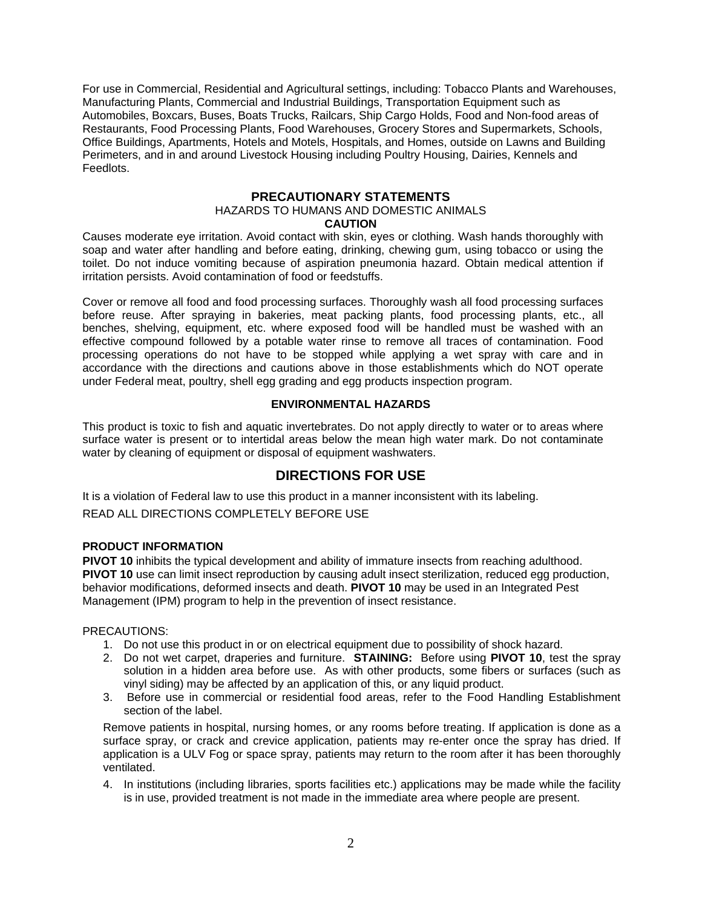For use in Commercial, Residential and Agricultural settings, including: Tobacco Plants and Warehouses, Manufacturing Plants, Commercial and Industrial Buildings, Transportation Equipment such as Automobiles, Boxcars, Buses, Boats Trucks, Railcars, Ship Cargo Holds, Food and Non-food areas of Restaurants, Food Processing Plants, Food Warehouses, Grocery Stores and Supermarkets, Schools, Office Buildings, Apartments, Hotels and Motels, Hospitals, and Homes, outside on Lawns and Building Perimeters, and in and around Livestock Housing including Poultry Housing, Dairies, Kennels and Feedlots.

## PRECAUTIONARY STATEMENTS

HAZARDS TO HUMANS AND DOMESTIC ANIMALS

**CAUTION**

Causes moderate eye irritation. Avoid contact with skin, eyes or clothing. Wash hands thoroughly with soap and water after handling and before eating, drinking, chewing gum, using tobacco or using the toilet. Do not induce vomiting because of aspiration pneumonia hazard. Obtain medical attention if irritation persists. Avoid contamination of food or feedstuffs.

Cover or remove all food and food processing surfaces. Thoroughly wash all food processing surfaces before reuse. After spraying in bakeries, meat packing plants, food processing plants, etc., all benches, shelving, equipment, etc. where exposed food will be handled must be washed with an effective compound followed by a potable water rinse to remove all traces of contamination. Food processing operations do not have to be stopped while applying a wet spray with care and in accordance with the directions and cautions above in those establishments which do NOT operate under Federal meat, poultry, shell egg grading and egg products inspection program.

### ENVIRONMENTAL HAZARDS

This product is toxic to fish and aquatic invertebrates. Do not apply directly to water or to areas where surface water is present or to intertidal areas below the mean high water mark. Do not contaminate water by cleaning of equipment or disposal of equipment washwaters.

## DIRECTIONS FOR USE

It is a violation of Federal law to use this product in a manner inconsistent with its labeling.

READ ALL DIRECTIONS COMPLETELY BEFORE USE

### PRODUCT INFORMATION

**PIVOT 10** inhibits the typical development and ability of immature insects from reaching adulthood. **PIVOT 10** use can limit insect reproduction by causing adult insect sterilization, reduced egg production, behavior modifications, deformed insects and death. **PIVOT 10** may be used in an Integrated Pest Management (IPM) program to help in the prevention of insect resistance.

PRECAUTIONS:

1. Do not use this product in or on electrical equipment due to possibility of shock hazard.
2. Do not wet carpet, draperies and furniture. **STAINING:** Before using **PIVOT 10**, test the spray solution in a hidden area before use. As with other products, some fibers or surfaces (such as vinyl siding) may be affected by an application of this, or any liquid product.
3. Before use in commercial or residential food areas, refer to the Food Handling Establishment section of the label.

   Remove patients in hospital, nursing homes, or any rooms before treating. If application is done as a surface spray, or crack and crevice application, patients may re-enter once the spray has dried. If application is a ULV Fog or space spray, patients may return to the room after it has been thoroughly ventilated.

4. In institutions (including libraries, sports facilities etc.) applications may be made while the facility is in use, provided treatment is not made in the immediate area where people are present.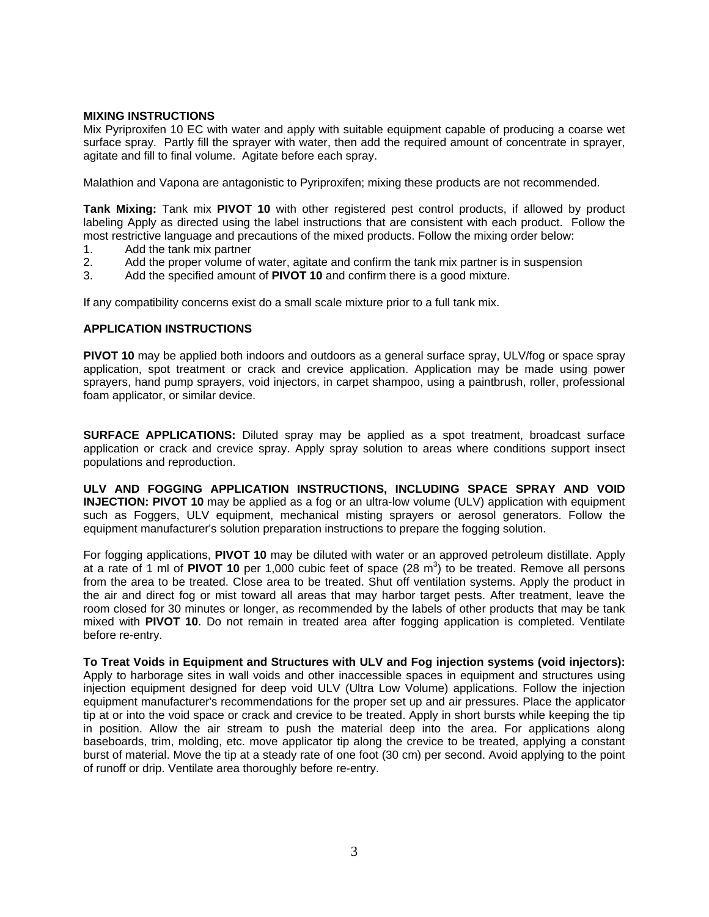**MIXING INSTRUCTIONS**

Mix Pyriproxifen 10 EC with water and apply with suitable equipment capable of producing a coarse wet surface spray. Partly fill the sprayer with water, then add the required amount of concentrate in sprayer, agitate and fill to final volume. Agitate before each spray.

Malathion and Vapona are antagonistic to Pyriproxifen; mixing these products are not recommended.

**Tank Mixing:** Tank mix **PIVOT 10** with other registered pest control products, if allowed by product labeling Apply as directed using the label instructions that are consistent with each product. Follow the most restrictive language and precautions of the mixed products. Follow the mixing order below:

1. Add the tank mix partner
2. Add the proper volume of water, agitate and confirm the tank mix partner is in suspension
3. Add the specified amount of **PIVOT 10** and confirm there is a good mixture.

If any compatibility concerns exist do a small scale mixture prior to a full tank mix.

**APPLICATION INSTRUCTIONS**

**PIVOT 10** may be applied both indoors and outdoors as a general surface spray, ULV/fog or space spray application, spot treatment or crack and crevice application. Application may be made using power sprayers, hand pump sprayers, void injectors, in carpet shampoo, using a paintbrush, roller, professional foam applicator, or similar device.

**SURFACE APPLICATIONS:** Diluted spray may be applied as a spot treatment, broadcast surface application or crack and crevice spray. Apply spray solution to areas where conditions support insect populations and reproduction.

**ULV AND FOGGING APPLICATION INSTRUCTIONS, INCLUDING SPACE SPRAY AND VOID INJECTION: PIVOT 10** may be applied as a fog or an ultra-low volume (ULV) application with equipment such as Foggers, ULV equipment, mechanical misting sprayers or aerosol generators. Follow the equipment manufacturer's solution preparation instructions to prepare the fogging solution.

For fogging applications, **PIVOT 10** may be diluted with water or an approved petroleum distillate. Apply at a rate of 1 ml of **PIVOT 10** per 1,000 cubic feet of space (28 $m^3$) to be treated. Remove all persons from the area to be treated. Close area to be treated. Shut off ventilation systems. Apply the product in the air and direct fog or mist toward all areas that may harbor target pests. After treatment, leave the room closed for 30 minutes or longer, as recommended by the labels of other products that may be tank mixed with **PIVOT 10**. Do not remain in treated area after fogging application is completed. Ventilate before re-entry.

**To Treat Voids in Equipment and Structures with ULV and Fog injection systems (void injectors):** Apply to harborage sites in wall voids and other inaccessible spaces in equipment and structures using injection equipment designed for deep void ULV (Ultra Low Volume) applications. Follow the injection equipment manufacturer's recommendations for the proper set up and air pressures. Place the applicator tip at or into the void space or crack and crevice to be treated. Apply in short bursts while keeping the tip in position. Allow the air stream to push the material deep into the area. For applications along baseboards, trim, molding, etc. move applicator tip along the crevice to be treated, applying a constant burst of material. Move the tip at a steady rate of one foot (30 cm) per second. Avoid applying to the point of runoff or drip. Ventilate area thoroughly before re-entry.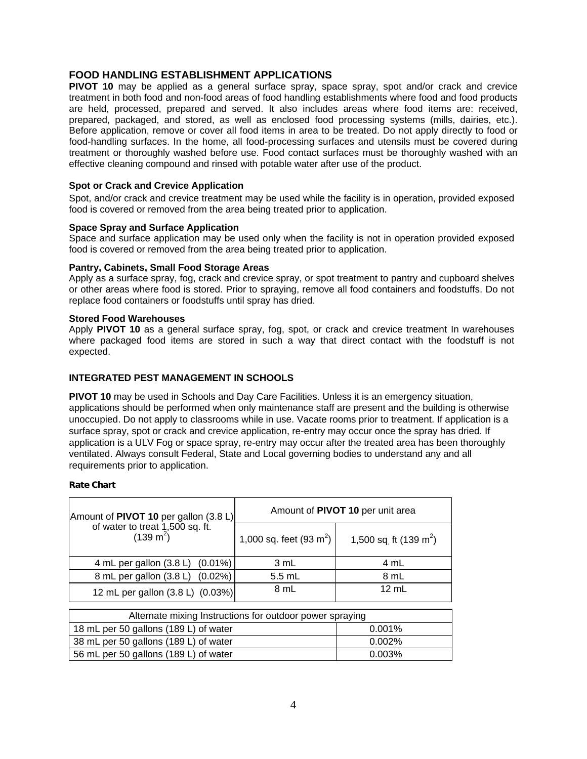## FOOD HANDLING ESTABLISHMENT APPLICATIONS

**PIVOT 10** may be applied as a general surface spray, space spray, spot and/or crack and crevice treatment in both food and non-food areas of food handling establishments where food and food products are held, processed, prepared and served. It also includes areas where food items are: received, prepared, packaged, and stored, as well as enclosed food processing systems (mills, dairies, etc.). Before application, remove or cover all food items in area to be treated. Do not apply directly to food or food-handling surfaces. In the home, all food-processing surfaces and utensils must be covered during treatment or thoroughly washed before use. Food contact surfaces must be thoroughly washed with an effective cleaning compound and rinsed with potable water after use of the product.

#### Spot or Crack and Crevice Application

Spot, and/or crack and crevice treatment may be used while the facility is in operation, provided exposed food is covered or removed from the area being treated prior to application.

#### Space Spray and Surface Application

Space and surface application may be used only when the facility is not in operation provided exposed food is covered or removed from the area being treated prior to application.

#### Pantry, Cabinets, Small Food Storage Areas

Apply as a surface spray, fog, crack and crevice spray, or spot treatment to pantry and cupboard shelves or other areas where food is stored. Prior to spraying, remove all food containers and foodstuffs. Do not replace food containers or foodstuffs until spray has dried.

#### Stored Food Warehouses

Apply **PIVOT 10** as a general surface spray, fog, spot, or crack and crevice treatment In warehouses where packaged food items are stored in such a way that direct contact with the foodstuff is not expected.

### INTEGRATED PEST MANAGEMENT IN SCHOOLS

**PIVOT 10** may be used in Schools and Day Care Facilities. Unless it is an emergency situation, applications should be performed when only maintenance staff are present and the building is otherwise unoccupied. Do not apply to classrooms while in use. Vacate rooms prior to treatment. If application is a surface spray, spot or crack and crevice application, re-entry may occur once the spray has dried. If application is a ULV Fog or space spray, re-entry may occur after the treated area has been thoroughly ventilated. Always consult Federal, State and Local governing bodies to understand any and all requirements prior to application.

**Rate Chart**

| Amount of **PIVOT 10** per gallon (3.8 L) of water to treat 1,500 sq. ft. (139 $m^2$) | Amount of **PIVOT 10** per unit area | |
|---|---|---|
| | 1,000 sq. feet (93 $m^2$) | 1,500 sq. ft (139 $m^2$) |
| 4 mL per gallon (3.8 L) (0.01%) | 3 mL | 4 mL |
| 8 mL per gallon (3.8 L) (0.02%) | 5.5 mL | 8 mL |
| 12 mL per gallon (3.8 L) (0.03%) | 8 mL | 12 mL |

| Alternate mixing Instructions for outdoor power spraying | |
|---|---|
| 18 mL per 50 gallons (189 L) of water | 0.001% |
| 38 mL per 50 gallons (189 L) of water | 0.002% |
| 56 mL per 50 gallons (189 L) of water | 0.003% |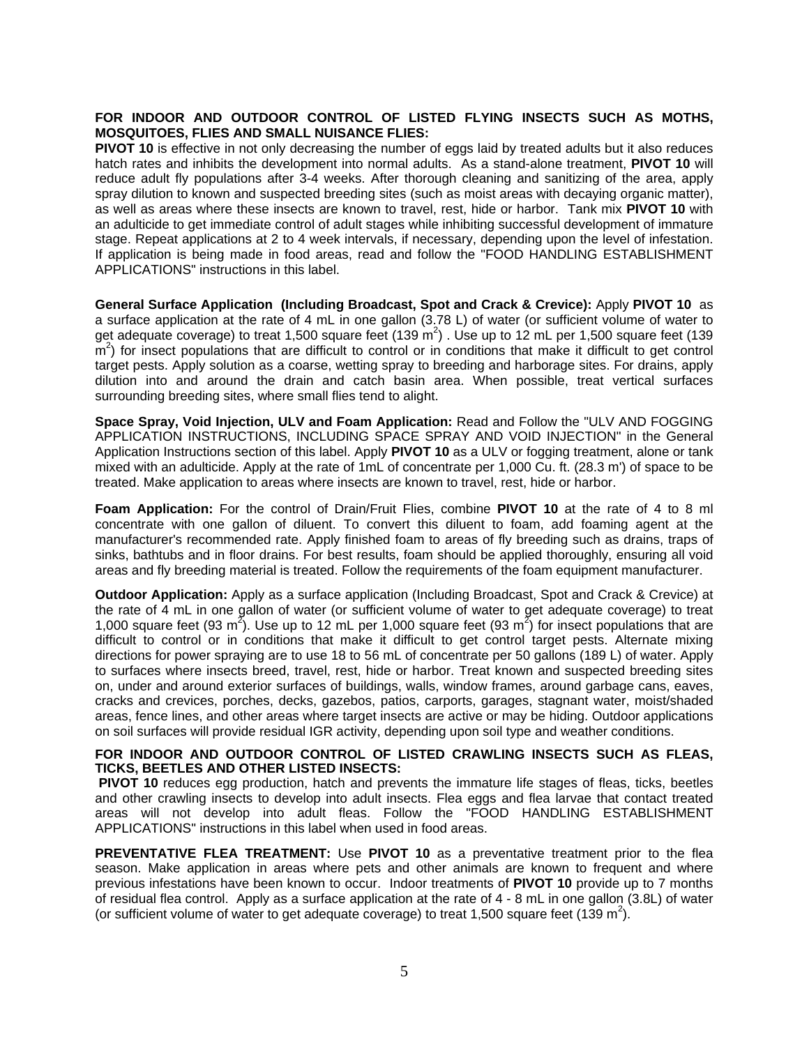**FOR INDOOR AND OUTDOOR CONTROL OF LISTED FLYING INSECTS SUCH AS MOTHS, MOSQUITOES, FLIES AND SMALL NUISANCE FLIES:**

**PIVOT 10** is effective in not only decreasing the number of eggs laid by treated adults but it also reduces hatch rates and inhibits the development into normal adults. As a stand-alone treatment, **PIVOT 10** will reduce adult fly populations after 3-4 weeks. After thorough cleaning and sanitizing of the area, apply spray dilution to known and suspected breeding sites (such as moist areas with decaying organic matter), as well as areas where these insects are known to travel, rest, hide or harbor. Tank mix **PIVOT 10** with an adulticide to get immediate control of adult stages while inhibiting successful development of immature stage. Repeat applications at 2 to 4 week intervals, if necessary, depending upon the level of infestation. If application is being made in food areas, read and follow the "FOOD HANDLING ESTABLISHMENT APPLICATIONS" instructions in this label.

**General Surface Application (Including Broadcast, Spot and Crack & Crevice):** Apply **PIVOT 10** as a surface application at the rate of 4 mL in one gallon (3.78 L) of water (or sufficient volume of water to get adequate coverage) to treat 1,500 square feet (139 $m^2$) . Use up to 12 mL per 1,500 square feet (139 $m^2$) for insect populations that are difficult to control or in conditions that make it difficult to get control target pests. Apply solution as a coarse, wetting spray to breeding and harborage sites. For drains, apply dilution into and around the drain and catch basin area. When possible, treat vertical surfaces surrounding breeding sites, where small flies tend to alight.

**Space Spray, Void Injection, ULV and Foam Application:** Read and Follow the "ULV AND FOGGING APPLICATION INSTRUCTIONS, INCLUDING SPACE SPRAY AND VOID INJECTION" in the General Application Instructions section of this label. Apply **PIVOT 10** as a ULV or fogging treatment, alone or tank mixed with an adulticide. Apply at the rate of 1mL of concentrate per 1,000 Cu. ft. (28.3 m') of space to be treated. Make application to areas where insects are known to travel, rest, hide or harbor.

**Foam Application:** For the control of Drain/Fruit Flies, combine **PIVOT 10** at the rate of 4 to 8 ml concentrate with one gallon of diluent. To convert this diluent to foam, add foaming agent at the manufacturer's recommended rate. Apply finished foam to areas of fly breeding such as drains, traps of sinks, bathtubs and in floor drains. For best results, foam should be applied thoroughly, ensuring all void areas and fly breeding material is treated. Follow the requirements of the foam equipment manufacturer.

**Outdoor Application:** Apply as a surface application (Including Broadcast, Spot and Crack & Crevice) at the rate of 4 mL in one gallon of water (or sufficient volume of water to get adequate coverage) to treat 1,000 square feet (93 $m^2$). Use up to 12 mL per 1,000 square feet (93 $m^2$) for insect populations that are difficult to control or in conditions that make it difficult to get control target pests. Alternate mixing directions for power spraying are to use 18 to 56 mL of concentrate per 50 gallons (189 L) of water. Apply to surfaces where insects breed, travel, rest, hide or harbor. Treat known and suspected breeding sites on, under and around exterior surfaces of buildings, walls, window frames, around garbage cans, eaves, cracks and crevices, porches, decks, gazebos, patios, carports, garages, stagnant water, moist/shaded areas, fence lines, and other areas where target insects are active or may be hiding. Outdoor applications on soil surfaces will provide residual IGR activity, depending upon soil type and weather conditions.

**FOR INDOOR AND OUTDOOR CONTROL OF LISTED CRAWLING INSECTS SUCH AS FLEAS, TICKS, BEETLES AND OTHER LISTED INSECTS:**

**PIVOT 10** reduces egg production, hatch and prevents the immature life stages of fleas, ticks, beetles and other crawling insects to develop into adult insects. Flea eggs and flea larvae that contact treated areas will not develop into adult fleas. Follow the "FOOD HANDLING ESTABLISHMENT APPLICATIONS" instructions in this label when used in food areas.

**PREVENTATIVE FLEA TREATMENT:** Use **PIVOT 10** as a preventative treatment prior to the flea season. Make application in areas where pets and other animals are known to frequent and where previous infestations have been known to occur. Indoor treatments of **PIVOT 10** provide up to 7 months of residual flea control. Apply as a surface application at the rate of 4 - 8 mL in one gallon (3.8L) of water (or sufficient volume of water to get adequate coverage) to treat 1,500 square feet (139 $m^2$).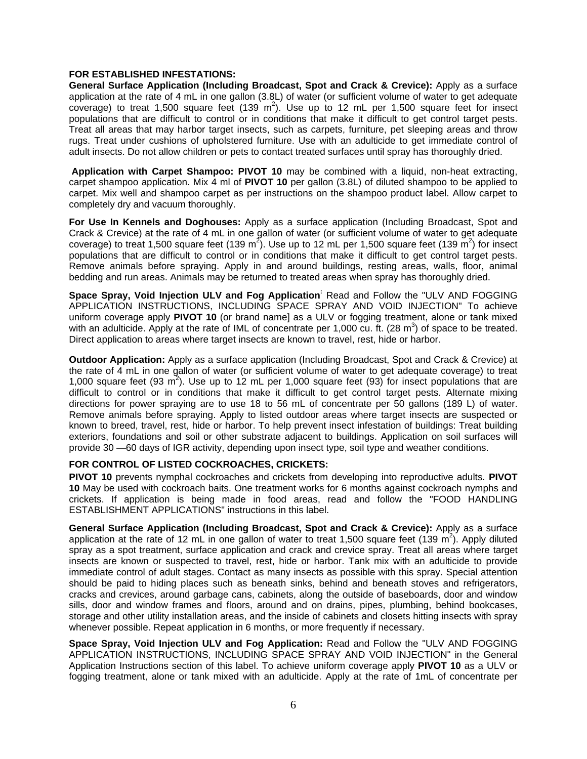**FOR ESTABLISHED INFESTATIONS:**

**General Surface Application (Including Broadcast, Spot and Crack & Crevice):** Apply as a surface application at the rate of 4 mL in one gallon (3.8L) of water (or sufficient volume of water to get adequate coverage) to treat 1,500 square feet (139 $m^2$). Use up to 12 mL per 1,500 square feet for insect populations that are difficult to control or in conditions that make it difficult to get control target pests. Treat all areas that may harbor target insects, such as carpets, furniture, pet sleeping areas and throw rugs. Treat under cushions of upholstered furniture. Use with an adulticide to get immediate control of adult insects. Do not allow children or pets to contact treated surfaces until spray has thoroughly dried.

**Application with Carpet Shampoo: PIVOT 10** may be combined with a liquid, non-heat extracting, carpet shampoo application. Mix 4 ml of **PIVOT 10** per gallon (3.8L) of diluted shampoo to be applied to carpet. Mix well and shampoo carpet as per instructions on the shampoo product label. Allow carpet to completely dry and vacuum thoroughly.

**For Use In Kennels and Doghouses:** Apply as a surface application (Including Broadcast, Spot and Crack & Crevice) at the rate of 4 mL in one gallon of water (or sufficient volume of water to get adequate coverage) to treat 1,500 square feet (139 $m^2$). Use up to 12 mL per 1,500 square feet (139 $m^2$) for insect populations that are difficult to control or in conditions that make it difficult to get control target pests. Remove animals before spraying. Apply in and around buildings, resting areas, walls, floor, animal bedding and run areas. Animals may be returned to treated areas when spray has thoroughly dried.

**Space Spray, Void Injection ULV and Fog Application**: Read and Follow the "ULV AND FOGGING APPLICATION INSTRUCTIONS, INCLUDING SPACE SPRAY AND VOID INJECTION" To achieve uniform coverage apply **PIVOT 10** (or brand name] as a ULV or fogging treatment, alone or tank mixed with an adulticide. Apply at the rate of IML of concentrate per 1,000 cu. ft. (28 $m^3$) of space to be treated. Direct application to areas where target insects are known to travel, rest, hide or harbor.

**Outdoor Application:** Apply as a surface application (Including Broadcast, Spot and Crack & Crevice) at the rate of 4 mL in one gallon of water (or sufficient volume of water to get adequate coverage) to treat 1,000 square feet (93 $m^2$). Use up to 12 mL per 1,000 square feet (93) for insect populations that are difficult to control or in conditions that make it difficult to get control target pests. Alternate mixing directions for power spraying are to use 18 to 56 mL of concentrate per 50 gallons (189 L) of water. Remove animals before spraying. Apply to listed outdoor areas where target insects are suspected or known to breed, travel, rest, hide or harbor. To help prevent insect infestation of buildings: Treat building exteriors, foundations and soil or other substrate adjacent to buildings. Application on soil surfaces will provide 30 —60 days of IGR activity, depending upon insect type, soil type and weather conditions.

**FOR CONTROL OF LISTED COCKROACHES, CRICKETS:**

**PIVOT 10** prevents nymphal cockroaches and crickets from developing into reproductive adults. **PIVOT 10** May be used with cockroach baits. One treatment works for 6 months against cockroach nymphs and crickets. If application is being made in food areas, read and follow the "FOOD HANDLING ESTABLISHMENT APPLICATIONS" instructions in this label.

**General Surface Application (Including Broadcast, Spot and Crack & Crevice):** Apply as a surface application at the rate of 12 mL in one gallon of water to treat 1,500 square feet (139 $m^2$). Apply diluted spray as a spot treatment, surface application and crack and crevice spray. Treat all areas where target insects are known or suspected to travel, rest, hide or harbor. Tank mix with an adulticide to provide immediate control of adult stages. Contact as many insects as possible with this spray. Special attention should be paid to hiding places such as beneath sinks, behind and beneath stoves and refrigerators, cracks and crevices, around garbage cans, cabinets, along the outside of baseboards, door and window sills, door and window frames and floors, around and on drains, pipes, plumbing, behind bookcases, storage and other utility installation areas, and the inside of cabinets and closets hitting insects with spray whenever possible. Repeat application in 6 months, or more frequently if necessary.

**Space Spray, Void Injection ULV and Fog Application:** Read and Follow the "ULV AND FOGGING APPLICATION INSTRUCTIONS, INCLUDING SPACE SPRAY AND VOID INJECTION" in the General Application Instructions section of this label. To achieve uniform coverage apply **PIVOT 10** as a ULV or fogging treatment, alone or tank mixed with an adulticide. Apply at the rate of 1mL of concentrate per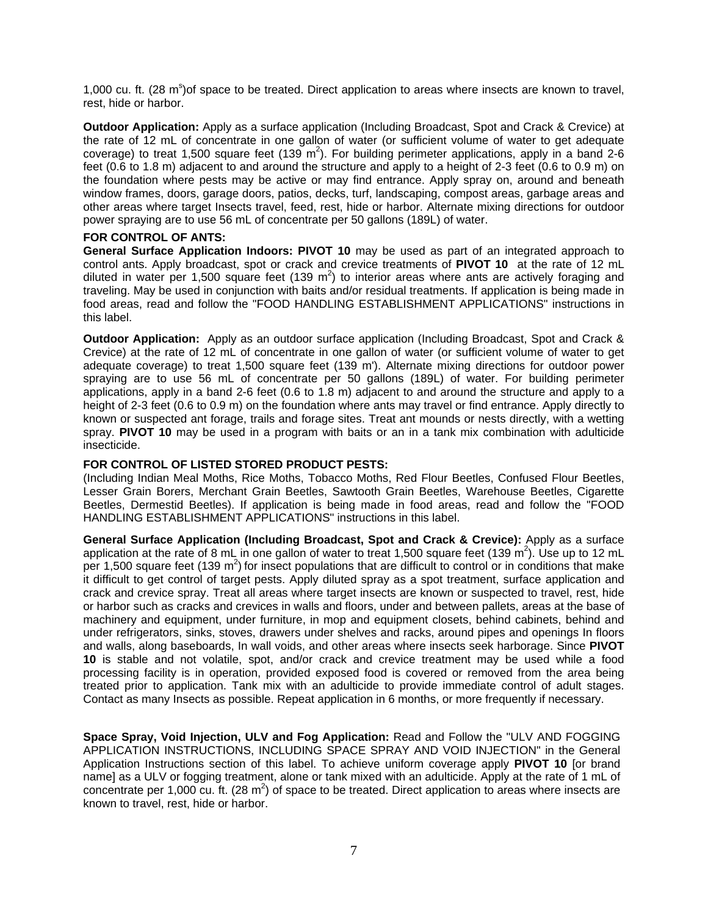1,000 cu. ft. (28 $m^s$)of space to be treated. Direct application to areas where insects are known to travel, rest, hide or harbor.

**Outdoor Application:** Apply as a surface application (Including Broadcast, Spot and Crack & Crevice) at the rate of 12 mL of concentrate in one gallon of water (or sufficient volume of water to get adequate coverage) to treat 1,500 square feet (139 $m^2$). For building perimeter applications, apply in a band 2-6 feet (0.6 to 1.8 m) adjacent to and around the structure and apply to a height of 2-3 feet (0.6 to 0.9 m) on the foundation where pests may be active or may find entrance. Apply spray on, around and beneath window frames, doors, garage doors, patios, decks, turf, landscaping, compost areas, garbage areas and other areas where target Insects travel, feed, rest, hide or harbor. Alternate mixing directions for outdoor power spraying are to use 56 mL of concentrate per 50 gallons (189L) of water.

**FOR CONTROL OF ANTS:**

**General Surface Application Indoors: PIVOT 10** may be used as part of an integrated approach to control ants. Apply broadcast, spot or crack and crevice treatments of **PIVOT 10** at the rate of 12 mL diluted in water per 1,500 square feet (139 $m^2$) to interior areas where ants are actively foraging and traveling. May be used in conjunction with baits and/or residual treatments. If application is being made in food areas, read and follow the "FOOD HANDLING ESTABLISHMENT APPLICATIONS" instructions in this label.

**Outdoor Application:** Apply as an outdoor surface application (Including Broadcast, Spot and Crack & Crevice) at the rate of 12 mL of concentrate in one gallon of water (or sufficient volume of water to get adequate coverage) to treat 1,500 square feet (139 m'). Alternate mixing directions for outdoor power spraying are to use 56 mL of concentrate per 50 gallons (189L) of water. For building perimeter applications, apply in a band 2-6 feet (0.6 to 1.8 m) adjacent to and around the structure and apply to a height of 2-3 feet (0.6 to 0.9 m) on the foundation where ants may travel or find entrance. Apply directly to known or suspected ant forage, trails and forage sites. Treat ant mounds or nests directly, with a wetting spray. **PIVOT 10** may be used in a program with baits or an in a tank mix combination with adulticide insecticide.

**FOR CONTROL OF LISTED STORED PRODUCT PESTS:**

(Including Indian Meal Moths, Rice Moths, Tobacco Moths, Red Flour Beetles, Confused Flour Beetles, Lesser Grain Borers, Merchant Grain Beetles, Sawtooth Grain Beetles, Warehouse Beetles, Cigarette Beetles, Dermestid Beetles). If application is being made in food areas, read and follow the "FOOD HANDLING ESTABLISHMENT APPLICATIONS" instructions in this label.

**General Surface Application (Including Broadcast, Spot and Crack & Crevice):** Apply as a surface application at the rate of 8 mL in one gallon of water to treat 1,500 square feet (139 $m^2$). Use up to 12 mL per 1,500 square feet (139 $m^2$) for insect populations that are difficult to control or in conditions that make it difficult to get control of target pests. Apply diluted spray as a spot treatment, surface application and crack and crevice spray. Treat all areas where target insects are known or suspected to travel, rest, hide or harbor such as cracks and crevices in walls and floors, under and between pallets, areas at the base of machinery and equipment, under furniture, in mop and equipment closets, behind cabinets, behind and under refrigerators, sinks, stoves, drawers under shelves and racks, around pipes and openings In floors and walls, along baseboards, In wall voids, and other areas where insects seek harborage. Since **PIVOT 10** is stable and not volatile, spot, and/or crack and crevice treatment may be used while a food processing facility is in operation, provided exposed food is covered or removed from the area being treated prior to application. Tank mix with an adulticide to provide immediate control of adult stages. Contact as many Insects as possible. Repeat application in 6 months, or more frequently if necessary.

**Space Spray, Void Injection, ULV and Fog Application:** Read and Follow the "ULV AND FOGGING APPLICATION INSTRUCTIONS, INCLUDING SPACE SPRAY AND VOID INJECTION" in the General Application Instructions section of this label. To achieve uniform coverage apply **PIVOT 10** [or brand name] as a ULV or fogging treatment, alone or tank mixed with an adulticide. Apply at the rate of 1 mL of concentrate per 1,000 cu. ft. (28 $m^2$) of space to be treated. Direct application to areas where insects are known to travel, rest, hide or harbor.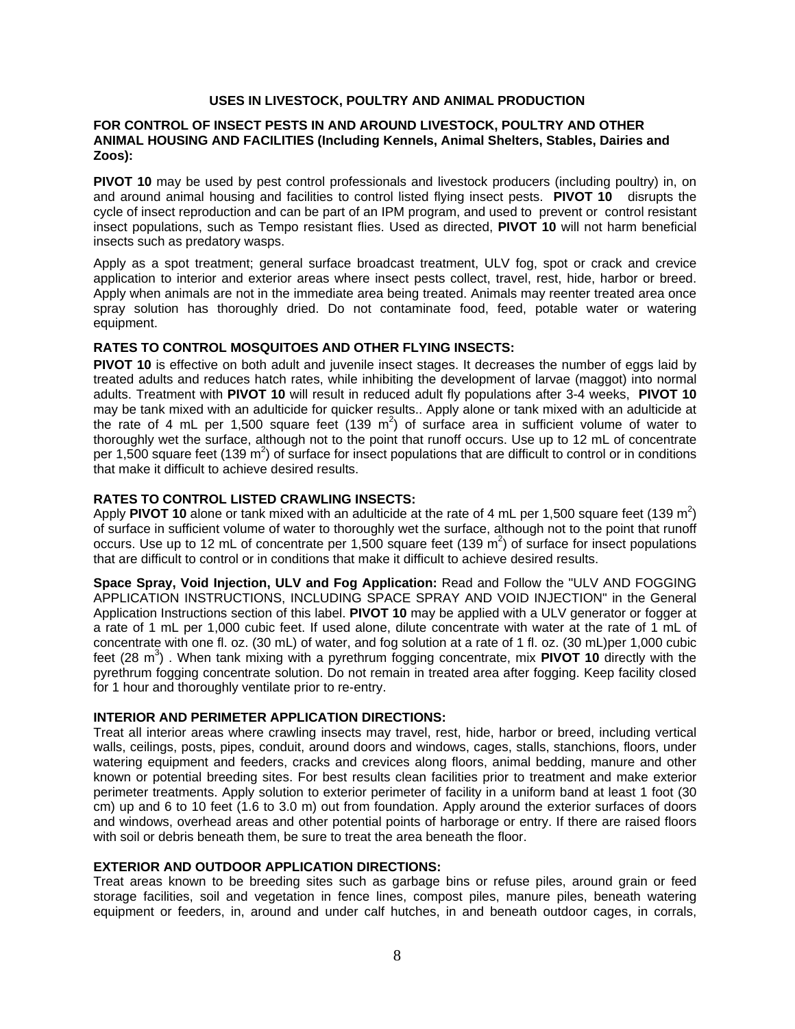## USES IN LIVESTOCK, POULTRY AND ANIMAL PRODUCTION

**FOR CONTROL OF INSECT PESTS IN AND AROUND LIVESTOCK, POULTRY AND OTHER ANIMAL HOUSING AND FACILITIES (Including Kennels, Animal Shelters, Stables, Dairies and Zoos):**

**PIVOT 10** may be used by pest control professionals and livestock producers (including poultry) in, on and around animal housing and facilities to control listed flying insect pests. **PIVOT 10** disrupts the cycle of insect reproduction and can be part of an IPM program, and used to prevent or control resistant insect populations, such as Tempo resistant flies. Used as directed, **PIVOT 10** will not harm beneficial insects such as predatory wasps.

Apply as a spot treatment; general surface broadcast treatment, ULV fog, spot or crack and crevice application to interior and exterior areas where insect pests collect, travel, rest, hide, harbor or breed. Apply when animals are not in the immediate area being treated. Animals may reenter treated area once spray solution has thoroughly dried. Do not contaminate food, feed, potable water or watering equipment.

**RATES TO CONTROL MOSQUITOES AND OTHER FLYING INSECTS:**

**PIVOT 10** is effective on both adult and juvenile insect stages. It decreases the number of eggs laid by treated adults and reduces hatch rates, while inhibiting the development of larvae (maggot) into normal adults. Treatment with **PIVOT 10** will result in reduced adult fly populations after 3-4 weeks, **PIVOT 10** may be tank mixed with an adulticide for quicker results.. Apply alone or tank mixed with an adulticide at the rate of 4 mL per 1,500 square feet (139 $m^2$) of surface area in sufficient volume of water to thoroughly wet the surface, although not to the point that runoff occurs. Use up to 12 mL of concentrate per 1,500 square feet (139 $m^2$) of surface for insect populations that are difficult to control or in conditions that make it difficult to achieve desired results.

**RATES TO CONTROL LISTED CRAWLING INSECTS:**

Apply **PIVOT 10** alone or tank mixed with an adulticide at the rate of 4 mL per 1,500 square feet (139 $m^2$) of surface in sufficient volume of water to thoroughly wet the surface, although not to the point that runoff occurs. Use up to 12 mL of concentrate per 1,500 square feet (139 $m^2$) of surface for insect populations that are difficult to control or in conditions that make it difficult to achieve desired results.

**Space Spray, Void Injection, ULV and Fog Application:** Read and Follow the "ULV AND FOGGING APPLICATION INSTRUCTIONS, INCLUDING SPACE SPRAY AND VOID INJECTION" in the General Application Instructions section of this label. **PIVOT 10** may be applied with a ULV generator or fogger at a rate of 1 mL per 1,000 cubic feet. If used alone, dilute concentrate with water at the rate of 1 mL of concentrate with one fl. oz. (30 mL) of water, and fog solution at a rate of 1 fl. oz. (30 mL)per 1,000 cubic feet (28 $m^3$) . When tank mixing with a pyrethrum fogging concentrate, mix **PIVOT 10** directly with the pyrethrum fogging concentrate solution. Do not remain in treated area after fogging. Keep facility closed for 1 hour and thoroughly ventilate prior to re-entry.

**INTERIOR AND PERIMETER APPLICATION DIRECTIONS:**

Treat all interior areas where crawling insects may travel, rest, hide, harbor or breed, including vertical walls, ceilings, posts, pipes, conduit, around doors and windows, cages, stalls, stanchions, floors, under watering equipment and feeders, cracks and crevices along floors, animal bedding, manure and other known or potential breeding sites. For best results clean facilities prior to treatment and make exterior perimeter treatments. Apply solution to exterior perimeter of facility in a uniform band at least 1 foot (30 cm) up and 6 to 10 feet (1.6 to 3.0 m) out from foundation. Apply around the exterior surfaces of doors and windows, overhead areas and other potential points of harborage or entry. If there are raised floors with soil or debris beneath them, be sure to treat the area beneath the floor.

**EXTERIOR AND OUTDOOR APPLICATION DIRECTIONS:**

Treat areas known to be breeding sites such as garbage bins or refuse piles, around grain or feed storage facilities, soil and vegetation in fence lines, compost piles, manure piles, beneath watering equipment or feeders, in, around and under calf hutches, in and beneath outdoor cages, in corrals,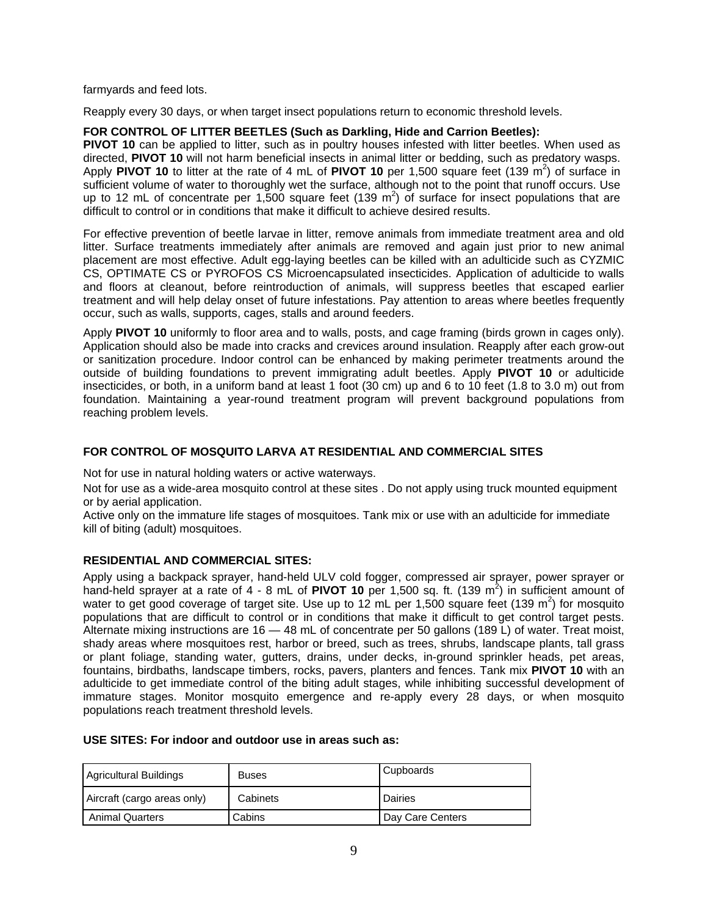farmyards and feed lots.

Reapply every 30 days, or when target insect populations return to economic threshold levels.

**FOR CONTROL OF LITTER BEETLES (Such as Darkling, Hide and Carrion Beetles):**
**PIVOT 10** can be applied to litter, such as in poultry houses infested with litter beetles. When used as directed, **PIVOT 10** will not harm beneficial insects in animal litter or bedding, such as predatory wasps. Apply **PIVOT 10** to litter at the rate of 4 mL of **PIVOT 10** per 1,500 square feet (139 $m^2$) of surface in sufficient volume of water to thoroughly wet the surface, although not to the point that runoff occurs. Use up to 12 mL of concentrate per 1,500 square feet (139 $m^2$) of surface for insect populations that are difficult to control or in conditions that make it difficult to achieve desired results.

For effective prevention of beetle larvae in litter, remove animals from immediate treatment area and old litter. Surface treatments immediately after animals are removed and again just prior to new animal placement are most effective. Adult egg-laying beetles can be killed with an adulticide such as CYZMIC CS, OPTIMATE CS or PYROFOS CS Microencapsulated insecticides. Application of adulticide to walls and floors at cleanout, before reintroduction of animals, will suppress beetles that escaped earlier treatment and will help delay onset of future infestations. Pay attention to areas where beetles frequently occur, such as walls, supports, cages, stalls and around feeders.

Apply **PIVOT 10** uniformly to floor area and to walls, posts, and cage framing (birds grown in cages only). Application should also be made into cracks and crevices around insulation. Reapply after each grow-out or sanitization procedure. Indoor control can be enhanced by making perimeter treatments around the outside of building foundations to prevent immigrating adult beetles. Apply **PIVOT 10** or adulticide insecticides, or both, in a uniform band at least 1 foot (30 cm) up and 6 to 10 feet (1.8 to 3.0 m) out from foundation. Maintaining a year-round treatment program will prevent background populations from reaching problem levels.

**FOR CONTROL OF MOSQUITO LARVA AT RESIDENTIAL AND COMMERCIAL SITES**

Not for use in natural holding waters or active waterways.

Not for use as a wide-area mosquito control at these sites . Do not apply using truck mounted equipment or by aerial application.

Active only on the immature life stages of mosquitoes. Tank mix or use with an adulticide for immediate kill of biting (adult) mosquitoes.

**RESIDENTIAL AND COMMERCIAL SITES:**

Apply using a backpack sprayer, hand-held ULV cold fogger, compressed air sprayer, power sprayer or hand-held sprayer at a rate of 4 - 8 mL of **PIVOT 10** per 1,500 sq. ft. (139 $m^2$) in sufficient amount of water to get good coverage of target site. Use up to 12 mL per 1,500 square feet (139 $m^2$) for mosquito populations that are difficult to control or in conditions that make it difficult to get control target pests. Alternate mixing instructions are 16 — 48 mL of concentrate per 50 gallons (189 L) of water. Treat moist, shady areas where mosquitoes rest, harbor or breed, such as trees, shrubs, landscape plants, tall grass or plant foliage, standing water, gutters, drains, under decks, in-ground sprinkler heads, pet areas, fountains, birdbaths, landscape timbers, rocks, pavers, planters and fences. Tank mix **PIVOT 10** with an adulticide to get immediate control of the biting adult stages, while inhibiting successful development of immature stages. Monitor mosquito emergence and re-apply every 28 days, or when mosquito populations reach treatment threshold levels.

**USE SITES: For indoor and outdoor use in areas such as:**

| Agricultural Buildings | Buses | Cupboards |
|---|---|---|
| Aircraft (cargo areas only) | Cabinets | Dairies |
| Animal Quarters | Cabins | Day Care Centers |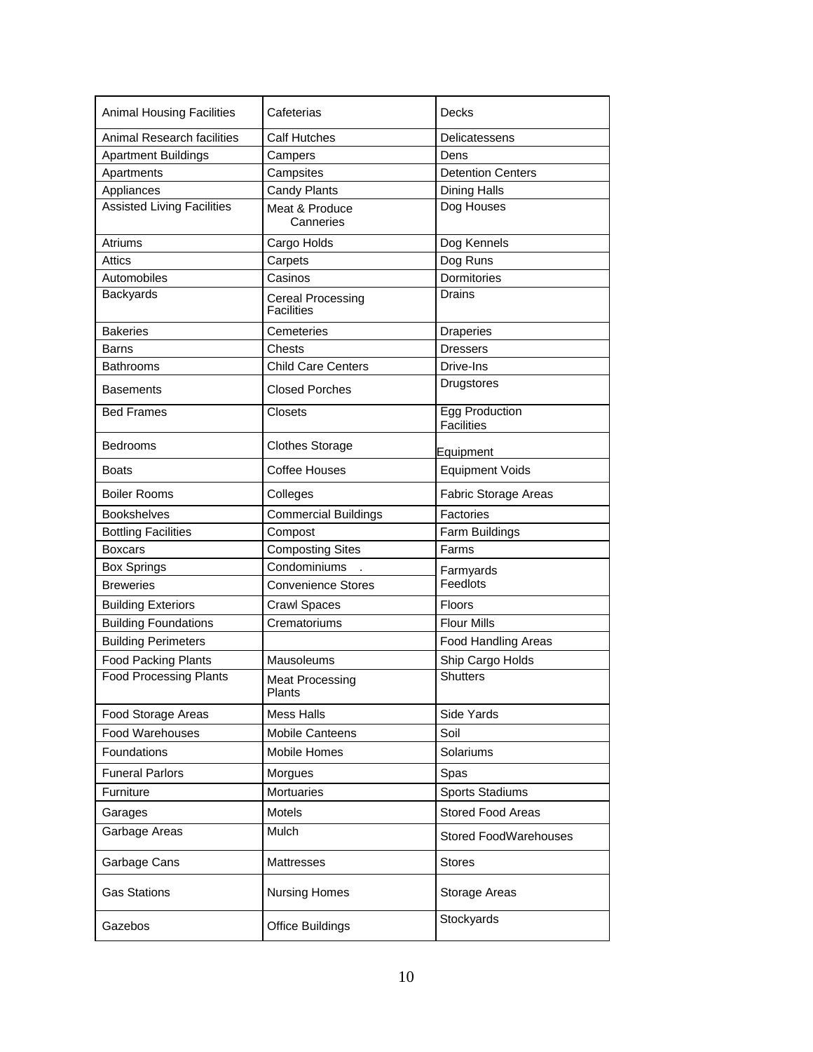| Animal Housing Facilities | Cafeterias | Decks |
|---|---|---|
| Animal Research facilities | Calf Hutches | Delicatessens |
| Apartment Buildings | Campers | Dens |
| Apartments | Campsites | Detention Centers |
| Appliances | Candy Plants | Dining Halls |
| Assisted Living Facilities | Meat & Produce Canneries | Dog Houses |
| Atriums | Cargo Holds | Dog Kennels |
| Attics | Carpets | Dog Runs |
| Automobiles | Casinos | Dormitories |
| Backyards | Cereal Processing Facilities | Drains |
| Bakeries | Cemeteries | Draperies |
| Barns | Chests | Dressers |
| Bathrooms | Child Care Centers | Drive-Ins |
| Basements | Closed Porches | Drugstores |
| Bed Frames | Closets | Egg Production Facilities |
| Bedrooms | Clothes Storage | Equipment |
| Boats | Coffee Houses | Equipment Voids |
| Boiler Rooms | Colleges | Fabric Storage Areas |
| Bookshelves | Commercial Buildings | Factories |
| Bottling Facilities | Compost | Farm Buildings |
| Boxcars | Composting Sites | Farms |
| Box Springs | Condominiums . | Farmyards |
| Breweries | Convenience Stores | Feedlots |
| Building Exteriors | Crawl Spaces | Floors |
| Building Foundations | Crematoriums | Flour Mills |
| Building Perimeters | | Food Handling Areas |
| Food Packing Plants | Mausoleums | Ship Cargo Holds |
| Food Processing Plants | Meat Processing Plants | Shutters |
| Food Storage Areas | Mess Halls | Side Yards |
| Food Warehouses | Mobile Canteens | Soil |
| Foundations | Mobile Homes | Solariums |
| Funeral Parlors | Morgues | Spas |
| Furniture | Mortuaries | Sports Stadiums |
| Garages | Motels | Stored Food Areas |
| Garbage Areas | Mulch | Stored FoodWarehouses |
| Garbage Cans | Mattresses | Stores |
| Gas Stations | Nursing Homes | Storage Areas |
| Gazebos | Office Buildings | Stockyards |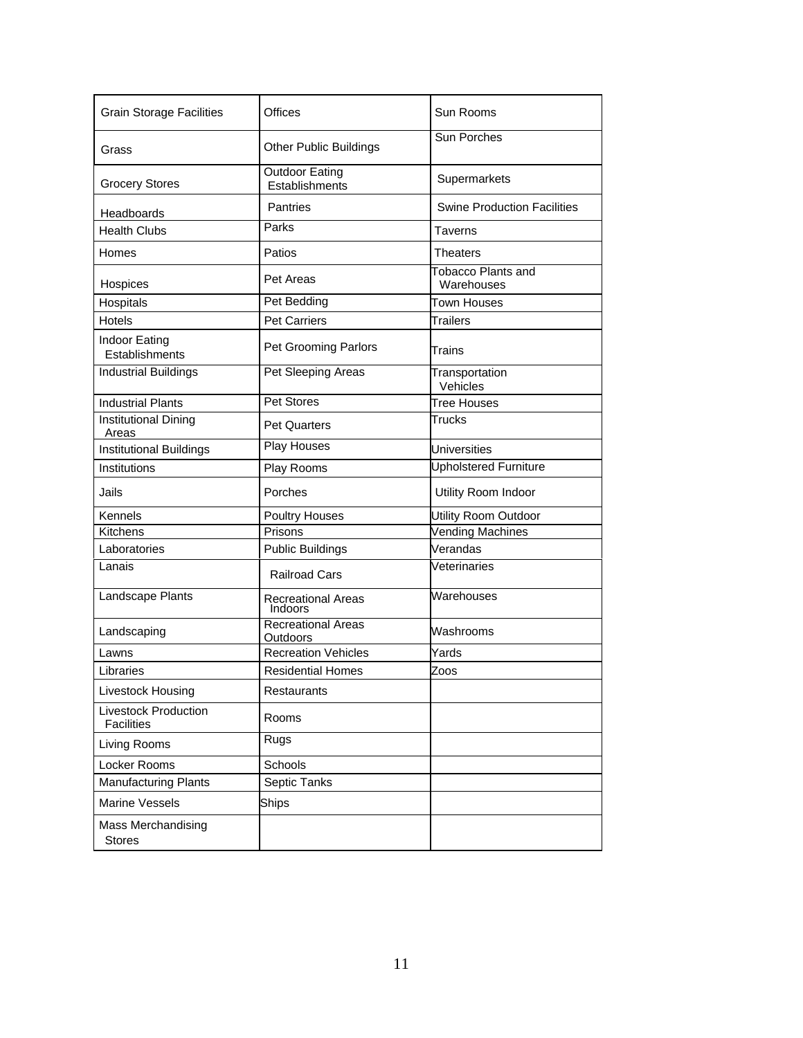| Grain Storage Facilities | Offices | Sun Rooms |
|---|---|---|
| Grass | Other Public Buildings | Sun Porches |
| Grocery Stores | Outdoor Eating Establishments | Supermarkets |
| Headboards | Pantries | Swine Production Facilities |
| Health Clubs | Parks | Taverns |
| Homes | Patios | Theaters |
| Hospices | Pet Areas | Tobacco Plants and Warehouses |
| Hospitals | Pet Bedding | Town Houses |
| Hotels | Pet Carriers | Trailers |
| Indoor Eating Establishments | Pet Grooming Parlors | Trains |
| Industrial Buildings | Pet Sleeping Areas | Transportation Vehicles |
| Industrial Plants | Pet Stores | Tree Houses |
| Institutional Dining Areas | Pet Quarters | Trucks |
| Institutional Buildings | Play Houses | Universities |
| Institutions | Play Rooms | Upholstered Furniture |
| Jails | Porches | Utility Room Indoor |
| Kennels | Poultry Houses | Utility Room Outdoor |
| Kitchens | Prisons | Vending Machines |
| Laboratories | Public Buildings | Verandas |
| Lanais | Railroad Cars | Veterinaries |
| Landscape Plants | Recreational Areas Indoors | Warehouses |
| Landscaping | Recreational Areas Outdoors | Washrooms |
| Lawns | Recreation Vehicles | Yards |
| Libraries | Residential Homes | Zoos |
| Livestock Housing | Restaurants | |
| Livestock Production Facilities | Rooms | |
| Living Rooms | Rugs | |
| Locker Rooms | Schools | |
| Manufacturing Plants | Septic Tanks | |
| Marine Vessels | Ships | |
| Mass Merchandising Stores | | |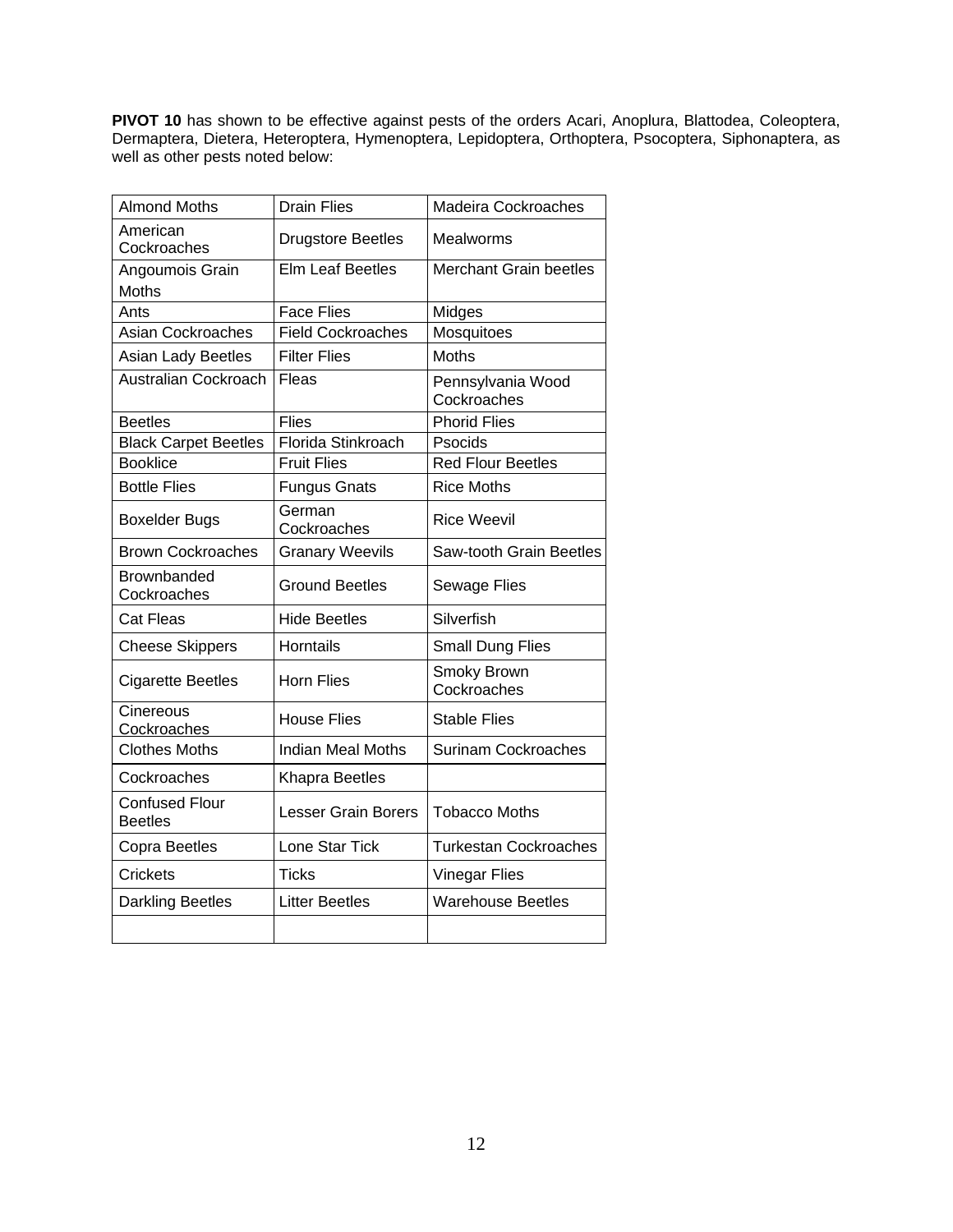**PIVOT 10** has shown to be effective against pests of the orders Acari, Anoplura, Blattodea, Coleoptera, Dermaptera, Dietera, Heteroptera, Hymenoptera, Lepidoptera, Orthoptera, Psocoptera, Siphonaptera, as well as other pests noted below:

| | | |
|---|---|---|
| Almond Moths | Drain Flies | Madeira Cockroaches |
| American Cockroaches | Drugstore Beetles | Mealworms |
| Angoumois Grain Moths | Elm Leaf Beetles | Merchant Grain beetles |
| Ants | Face Flies | Midges |
| Asian Cockroaches | Field Cockroaches | Mosquitoes |
| Asian Lady Beetles | Filter Flies | Moths |
| Australian Cockroach | Fleas | Pennsylvania Wood Cockroaches |
| Beetles | Flies | Phorid Flies |
| Black Carpet Beetles | Florida Stinkroach | Psocids |
| Booklice | Fruit Flies | Red Flour Beetles |
| Bottle Flies | Fungus Gnats | Rice Moths |
| Boxelder Bugs | German Cockroaches | Rice Weevil |
| Brown Cockroaches | Granary Weevils | Saw-tooth Grain Beetles |
| Brownbanded Cockroaches | Ground Beetles | Sewage Flies |
| Cat Fleas | Hide Beetles | Silverfish |
| Cheese Skippers | Horntails | Small Dung Flies |
| Cigarette Beetles | Horn Flies | Smoky Brown Cockroaches |
| Cinereous Cockroaches | House Flies | Stable Flies |
| Clothes Moths | Indian Meal Moths | Surinam Cockroaches |
| Cockroaches | Khapra Beetles | |
| Confused Flour Beetles | Lesser Grain Borers | Tobacco Moths |
| Copra Beetles | Lone Star Tick | Turkestan Cockroaches |
| Crickets | Ticks | Vinegar Flies |
| Darkling Beetles | Litter Beetles | Warehouse Beetles |
| | | |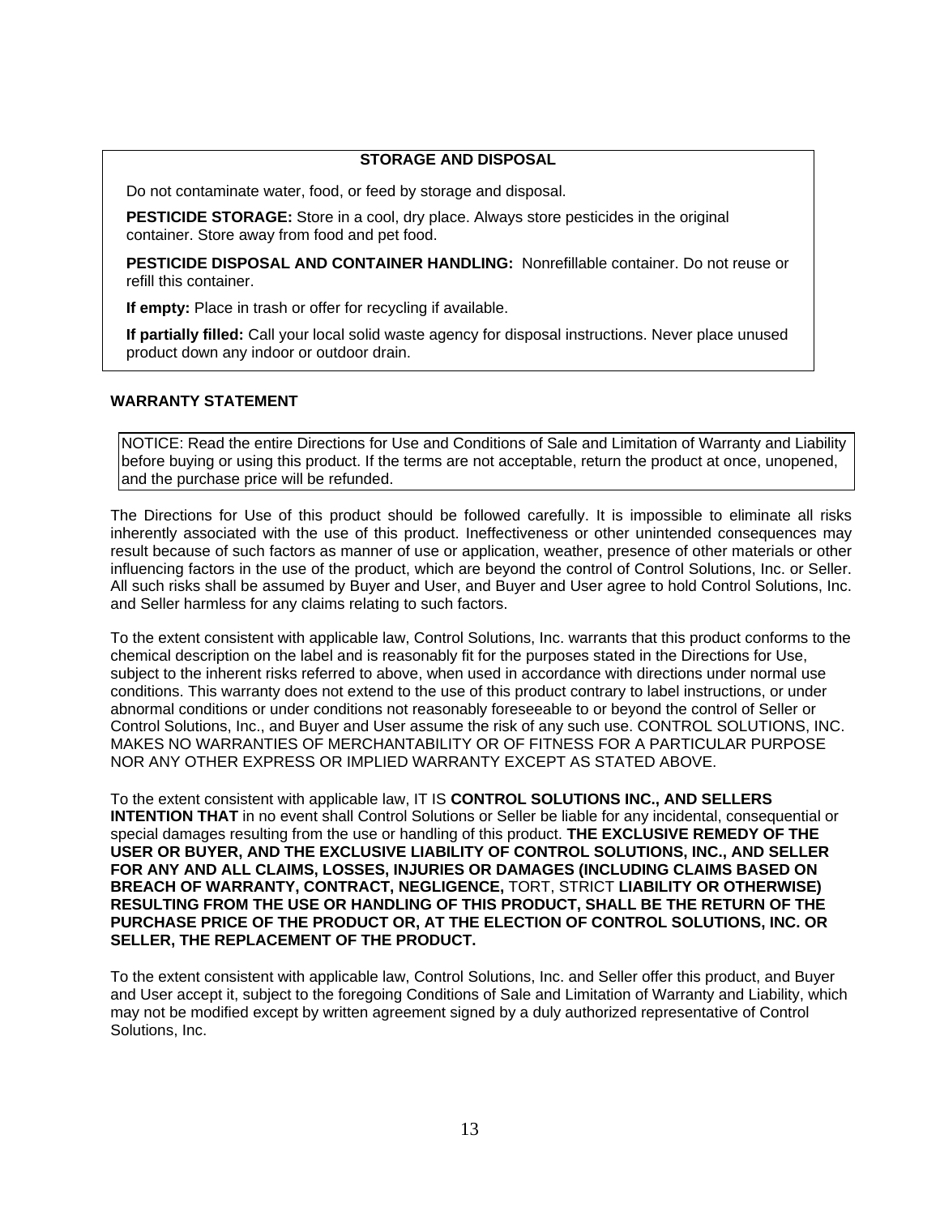## STORAGE AND DISPOSAL

Do not contaminate water, food, or feed by storage and disposal.

**PESTICIDE STORAGE:** Store in a cool, dry place. Always store pesticides in the original container. Store away from food and pet food.

**PESTICIDE DISPOSAL AND CONTAINER HANDLING:** Nonrefillable container. Do not reuse or refill this container.

**If empty:** Place in trash or offer for recycling if available.

**If partially filled:** Call your local solid waste agency for disposal instructions. Never place unused product down any indoor or outdoor drain.

## WARRANTY STATEMENT

NOTICE: Read the entire Directions for Use and Conditions of Sale and Limitation of Warranty and Liability before buying or using this product. If the terms are not acceptable, return the product at once, unopened, and the purchase price will be refunded.

The Directions for Use of this product should be followed carefully. It is impossible to eliminate all risks inherently associated with the use of this product. Ineffectiveness or other unintended consequences may result because of such factors as manner of use or application, weather, presence of other materials or other influencing factors in the use of the product, which are beyond the control of Control Solutions, Inc. or Seller. All such risks shall be assumed by Buyer and User, and Buyer and User agree to hold Control Solutions, Inc. and Seller harmless for any claims relating to such factors.

To the extent consistent with applicable law, Control Solutions, Inc. warrants that this product conforms to the chemical description on the label and is reasonably fit for the purposes stated in the Directions for Use, subject to the inherent risks referred to above, when used in accordance with directions under normal use conditions. This warranty does not extend to the use of this product contrary to label instructions, or under abnormal conditions or under conditions not reasonably foreseeable to or beyond the control of Seller or Control Solutions, Inc., and Buyer and User assume the risk of any such use. CONTROL SOLUTIONS, INC. MAKES NO WARRANTIES OF MERCHANTABILITY OR OF FITNESS FOR A PARTICULAR PURPOSE NOR ANY OTHER EXPRESS OR IMPLIED WARRANTY EXCEPT AS STATED ABOVE.

To the extent consistent with applicable law, IT IS **CONTROL SOLUTIONS INC., AND SELLERS INTENTION THAT** in no event shall Control Solutions or Seller be liable for any incidental, consequential or special damages resulting from the use or handling of this product. **THE EXCLUSIVE REMEDY OF THE USER OR BUYER, AND THE EXCLUSIVE LIABILITY OF CONTROL SOLUTIONS, INC., AND SELLER FOR ANY AND ALL CLAIMS, LOSSES, INJURIES OR DAMAGES (INCLUDING CLAIMS BASED ON BREACH OF WARRANTY, CONTRACT, NEGLIGENCE,** TORT, STRICT **LIABILITY OR OTHERWISE) RESULTING FROM THE USE OR HANDLING OF THIS PRODUCT, SHALL BE THE RETURN OF THE PURCHASE PRICE OF THE PRODUCT OR, AT THE ELECTION OF CONTROL SOLUTIONS, INC. OR SELLER, THE REPLACEMENT OF THE PRODUCT.**

To the extent consistent with applicable law, Control Solutions, Inc. and Seller offer this product, and Buyer and User accept it, subject to the foregoing Conditions of Sale and Limitation of Warranty and Liability, which may not be modified except by written agreement signed by a duly authorized representative of Control Solutions, Inc.